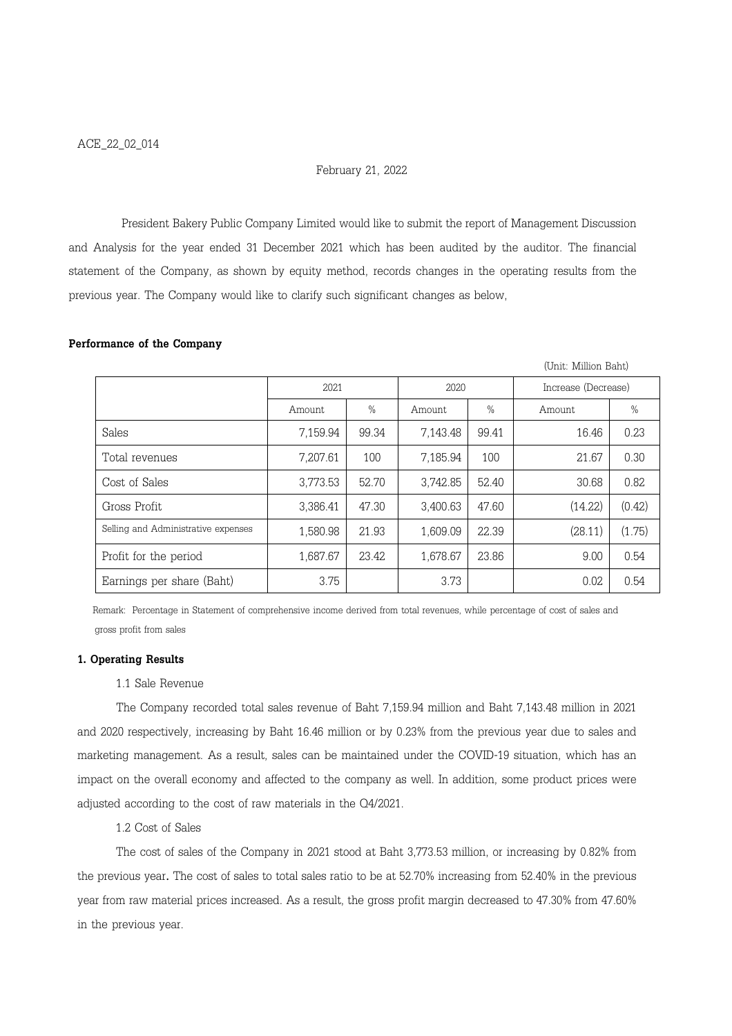ACE_22_02_014

February 21, 2022

President Bakery Public Company Limited would like to submit the report of Management Discussion and Analysis for the year ended 31 December 2021 which has been audited by the auditor. The financial statement of the Company, as shown by equity method, records changes in the operating results from the previous year. The Company would like to clarify such significant changes as below,

**Performance of the Company**

(Unit: Million Baht)

| | 2021 | | 2020 | | Increase (Decrease) | |
|---|---|---|---|---|---|---|
| | Amount | % | Amount | % | Amount | % |
| Sales | 7,159.94 | 99.34 | 7,143.48 | 99.41 | 16.46 | 0.23 |
| Total revenues | 7,207.61 | 100 | 7,185.94 | 100 | 21.67 | 0.30 |
| Cost of Sales | 3,773.53 | 52.70 | 3,742.85 | 52.40 | 30.68 | 0.82 |
| Gross Profit | 3,386.41 | 47.30 | 3,400.63 | 47.60 | (14.22) | (0.42) |
| Selling and Administrative expenses | 1,580.98 | 21.93 | 1,609.09 | 22.39 | (28.11) | (1.75) |
| Profit for the period | 1,687.67 | 23.42 | 1,678.67 | 23.86 | 9.00 | 0.54 |
| Earnings per share (Baht) | 3.75 | | 3.73 | | 0.02 | 0.54 |

Remark: Percentage in Statement of comprehensive income derived from total revenues, while percentage of cost of sales and gross profit from sales

**1. Operating Results**

1.1 Sale Revenue

The Company recorded total sales revenue of Baht 7,159.94 million and Baht 7,143.48 million in 2021 and 2020 respectively, increasing by Baht 16.46 million or by 0.23% from the previous year due to sales and marketing management. As a result, sales can be maintained under the COVID-19 situation, which has an impact on the overall economy and affected to the company as well. In addition, some product prices were adjusted according to the cost of raw materials in the Q4/2021.

1.2 Cost of Sales

The cost of sales of the Company in 2021 stood at Baht 3,773.53 million, or increasing by 0.82% from the previous year. The cost of sales to total sales ratio to be at 52.70% increasing from 52.40% in the previous year from raw material prices increased. As a result, the gross profit margin decreased to 47.30% from 47.60% in the previous year.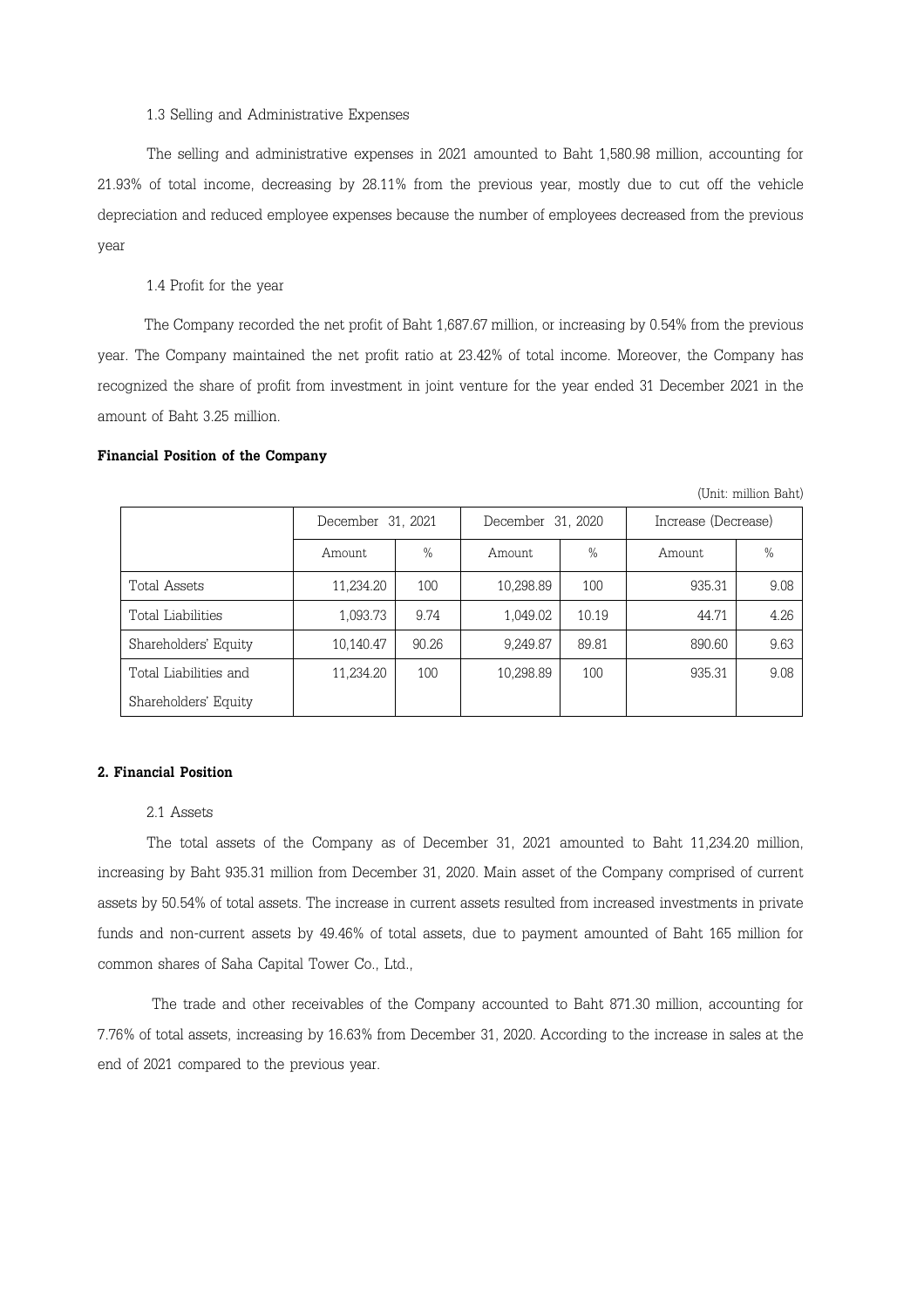1.3 Selling and Administrative Expenses

The selling and administrative expenses in 2021 amounted to Baht 1,580.98 million, accounting for 21.93% of total income, decreasing by 28.11% from the previous year, mostly due to cut off the vehicle depreciation and reduced employee expenses because the number of employees decreased from the previous year

1.4 Profit for the year

The Company recorded the net profit of Baht 1,687.67 million, or increasing by 0.54% from the previous year. The Company maintained the net profit ratio at 23.42% of total income. Moreover, the Company has recognized the share of profit from investment in joint venture for the year ended 31 December 2021 in the amount of Baht 3.25 million.

**Financial Position of the Company**

(Unit: million Baht)

| | December 31, 2021 | | December 31, 2020 | | Increase (Decrease) | |
|---|---|---|---|---|---|---|
| | Amount | % | Amount | % | Amount | % |
| Total Assets | 11,234.20 | 100 | 10,298.89 | 100 | 935.31 | 9.08 |
| Total Liabilities | 1,093.73 | 9.74 | 1,049.02 | 10.19 | 44.71 | 4.26 |
| Shareholders' Equity | 10,140.47 | 90.26 | 9,249.87 | 89.81 | 890.60 | 9.63 |
| Total Liabilities and Shareholders' Equity | 11,234.20 | 100 | 10,298.89 | 100 | 935.31 | 9.08 |

**2. Financial Position**

2.1 Assets

The total assets of the Company as of December 31, 2021 amounted to Baht 11,234.20 million, increasing by Baht 935.31 million from December 31, 2020. Main asset of the Company comprised of current assets by 50.54% of total assets. The increase in current assets resulted from increased investments in private funds and non-current assets by 49.46% of total assets, due to payment amounted of Baht 165 million for common shares of Saha Capital Tower Co., Ltd.,

The trade and other receivables of the Company accounted to Baht 871.30 million, accounting for 7.76% of total assets, increasing by 16.63% from December 31, 2020. According to the increase in sales at the end of 2021 compared to the previous year.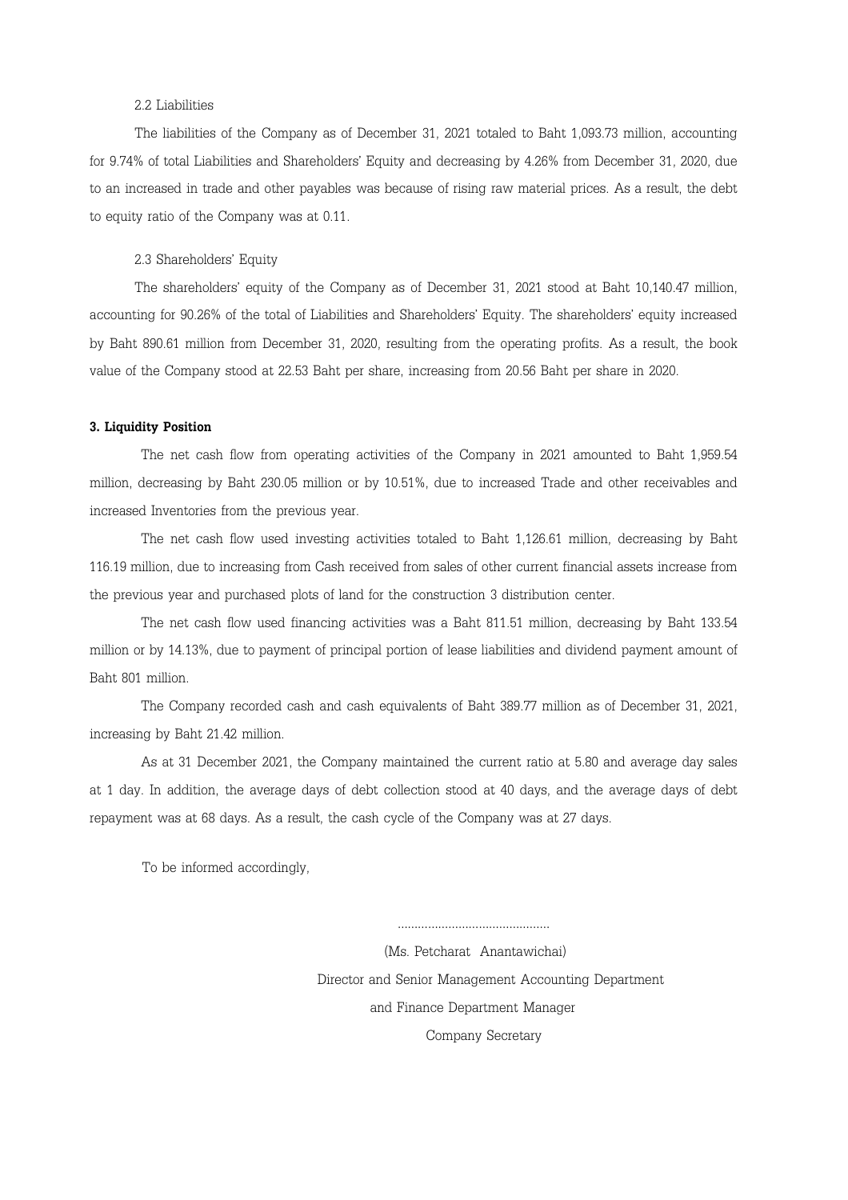2.2 Liabilities

The liabilities of the Company as of December 31, 2021 totaled to Baht 1,093.73 million, accounting for 9.74% of total Liabilities and Shareholders' Equity and decreasing by 4.26% from December 31, 2020, due to an increased in trade and other payables was because of rising raw material prices. As a result, the debt to equity ratio of the Company was at 0.11.

2.3 Shareholders' Equity

The shareholders' equity of the Company as of December 31, 2021 stood at Baht 10,140.47 million, accounting for 90.26% of the total of Liabilities and Shareholders' Equity. The shareholders' equity increased by Baht 890.61 million from December 31, 2020, resulting from the operating profits. As a result, the book value of the Company stood at 22.53 Baht per share, increasing from 20.56 Baht per share in 2020.

**3. Liquidity Position**

The net cash flow from operating activities of the Company in 2021 amounted to Baht 1,959.54 million, decreasing by Baht 230.05 million or by 10.51%, due to increased Trade and other receivables and increased Inventories from the previous year.

The net cash flow used investing activities totaled to Baht 1,126.61 million, decreasing by Baht 116.19 million, due to increasing from Cash received from sales of other current financial assets increase from the previous year and purchased plots of land for the construction 3 distribution center.

The net cash flow used financing activities was a Baht 811.51 million, decreasing by Baht 133.54 million or by 14.13%, due to payment of principal portion of lease liabilities and dividend payment amount of Baht 801 million.

The Company recorded cash and cash equivalents of Baht 389.77 million as of December 31, 2021, increasing by Baht 21.42 million.

As at 31 December 2021, the Company maintained the current ratio at 5.80 and average day sales at 1 day. In addition, the average days of debt collection stood at 40 days, and the average days of debt repayment was at 68 days. As a result, the cash cycle of the Company was at 27 days.

To be informed accordingly,

............................................

(Ms. Petcharat Anantawichai)

Director and Senior Management Accounting Department

and Finance Department Manager

Company Secretary